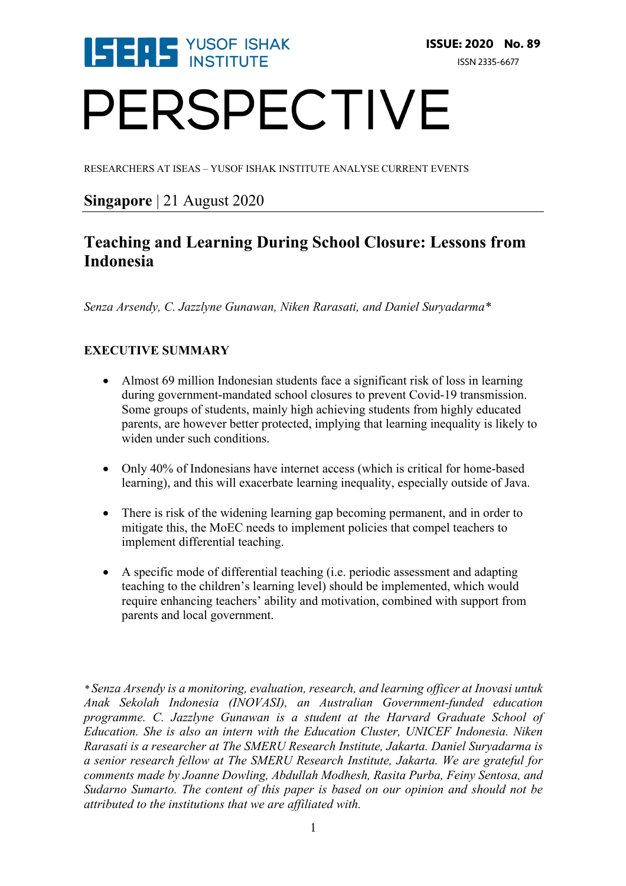ISEAS YUSOF ISHAK INSTITUTE

**ISSUE: 2020 No. 89**

ISSN 2335-6677

# PERSPECTIVE

RESEARCHERS AT ISEAS – YUSOF ISHAK INSTITUTE ANALYSE CURRENT EVENTS

**Singapore** | 21 August 2020

## Teaching and Learning During School Closure: Lessons from Indonesia

*Senza Arsendy, C. Jazzlyne Gunawan, Niken Rarasati, and Daniel Suryadarma**

### EXECUTIVE SUMMARY

- Almost 69 million Indonesian students face a significant risk of loss in learning during government-mandated school closures to prevent Covid-19 transmission. Some groups of students, mainly high achieving students from highly educated parents, are however better protected, implying that learning inequality is likely to widen under such conditions.
- Only 40% of Indonesians have internet access (which is critical for home-based learning), and this will exacerbate learning inequality, especially outside of Java.
- There is risk of the widening learning gap becoming permanent, and in order to mitigate this, the MoEC needs to implement policies that compel teachers to implement differential teaching.
- A specific mode of differential teaching (i.e. periodic assessment and adapting teaching to the children's learning level) should be implemented, which would require enhancing teachers' ability and motivation, combined with support from parents and local government.

*\* Senza Arsendy is a monitoring, evaluation, research, and learning officer at Inovasi untuk Anak Sekolah Indonesia (INOVASI), an Australian Government-funded education programme. C. Jazzlyne Gunawan is a student at the Harvard Graduate School of Education. She is also an intern with the Education Cluster, UNICEF Indonesia. Niken Rarasati is a researcher at The SMERU Research Institute, Jakarta. Daniel Suryadarma is a senior research fellow at The SMERU Research Institute, Jakarta. We are grateful for comments made by Joanne Dowling, Abdullah Modhesh, Rasita Purba, Feiny Sentosa, and Sudarno Sumarto. The content of this paper is based on our opinion and should not be attributed to the institutions that we are affiliated with.*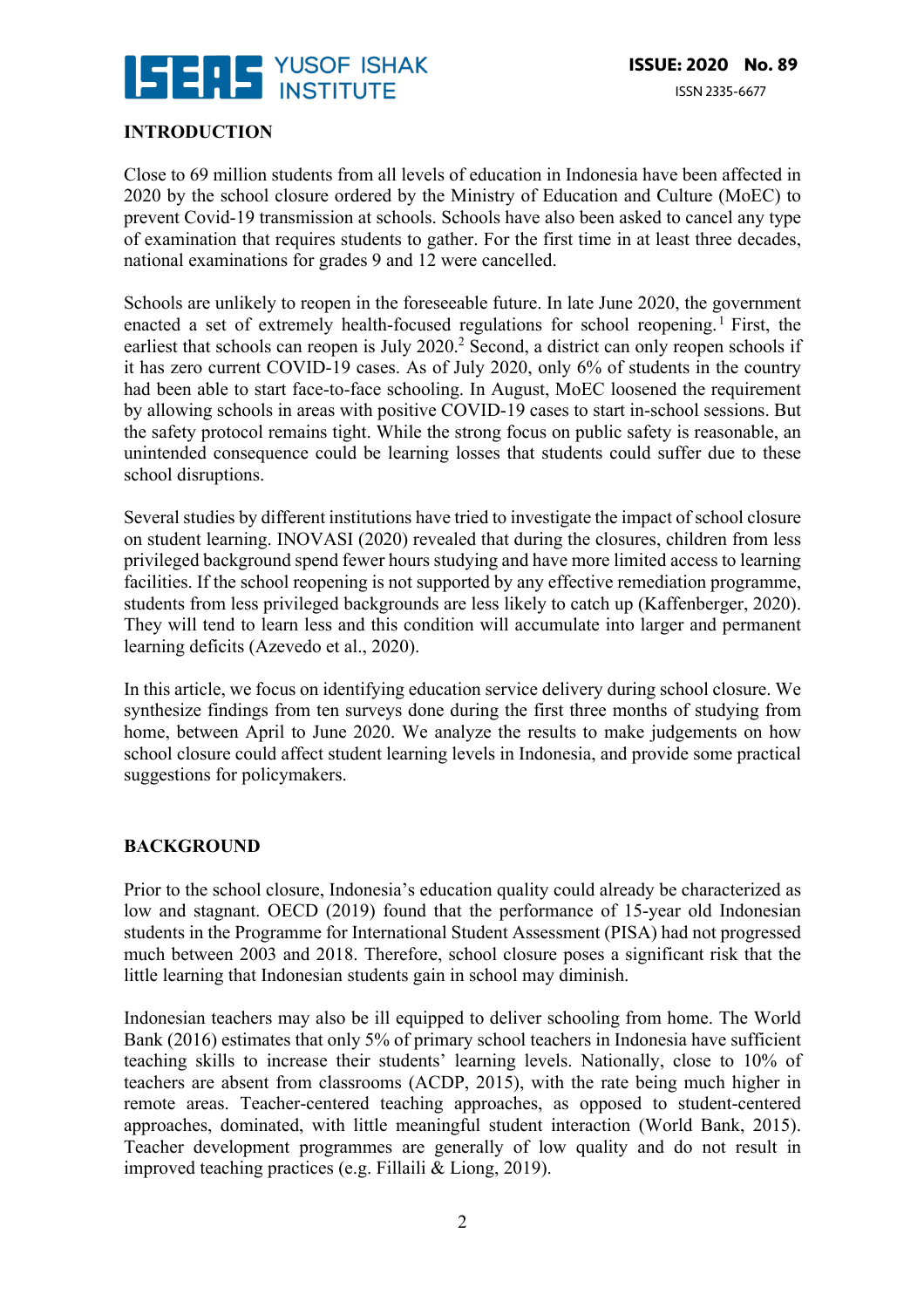## INTRODUCTION

Close to 69 million students from all levels of education in Indonesia have been affected in 2020 by the school closure ordered by the Ministry of Education and Culture (MoEC) to prevent Covid-19 transmission at schools. Schools have also been asked to cancel any type of examination that requires students to gather. For the first time in at least three decades, national examinations for grades 9 and 12 were cancelled.

Schools are unlikely to reopen in the foreseeable future. In late June 2020, the government enacted a set of extremely health-focused regulations for school reopening.[1] First, the earliest that schools can reopen is July 2020.[2] Second, a district can only reopen schools if it has zero current COVID-19 cases. As of July 2020, only 6% of students in the country had been able to start face-to-face schooling. In August, MoEC loosened the requirement by allowing schools in areas with positive COVID-19 cases to start in-school sessions. But the safety protocol remains tight. While the strong focus on public safety is reasonable, an unintended consequence could be learning losses that students could suffer due to these school disruptions.

Several studies by different institutions have tried to investigate the impact of school closure on student learning. INOVASI (2020) revealed that during the closures, children from less privileged background spend fewer hours studying and have more limited access to learning facilities. If the school reopening is not supported by any effective remediation programme, students from less privileged backgrounds are less likely to catch up (Kaffenberger, 2020). They will tend to learn less and this condition will accumulate into larger and permanent learning deficits (Azevedo et al., 2020).

In this article, we focus on identifying education service delivery during school closure. We synthesize findings from ten surveys done during the first three months of studying from home, between April to June 2020. We analyze the results to make judgements on how school closure could affect student learning levels in Indonesia, and provide some practical suggestions for policymakers.

## BACKGROUND

Prior to the school closure, Indonesia's education quality could already be characterized as low and stagnant. OECD (2019) found that the performance of 15-year old Indonesian students in the Programme for International Student Assessment (PISA) had not progressed much between 2003 and 2018. Therefore, school closure poses a significant risk that the little learning that Indonesian students gain in school may diminish.

Indonesian teachers may also be ill equipped to deliver schooling from home. The World Bank (2016) estimates that only 5% of primary school teachers in Indonesia have sufficient teaching skills to increase their students' learning levels. Nationally, close to 10% of teachers are absent from classrooms (ACDP, 2015), with the rate being much higher in remote areas. Teacher-centered teaching approaches, as opposed to student-centered approaches, dominated, with little meaningful student interaction (World Bank, 2015). Teacher development programmes are generally of low quality and do not result in improved teaching practices (e.g. Fillaili & Liong, 2019).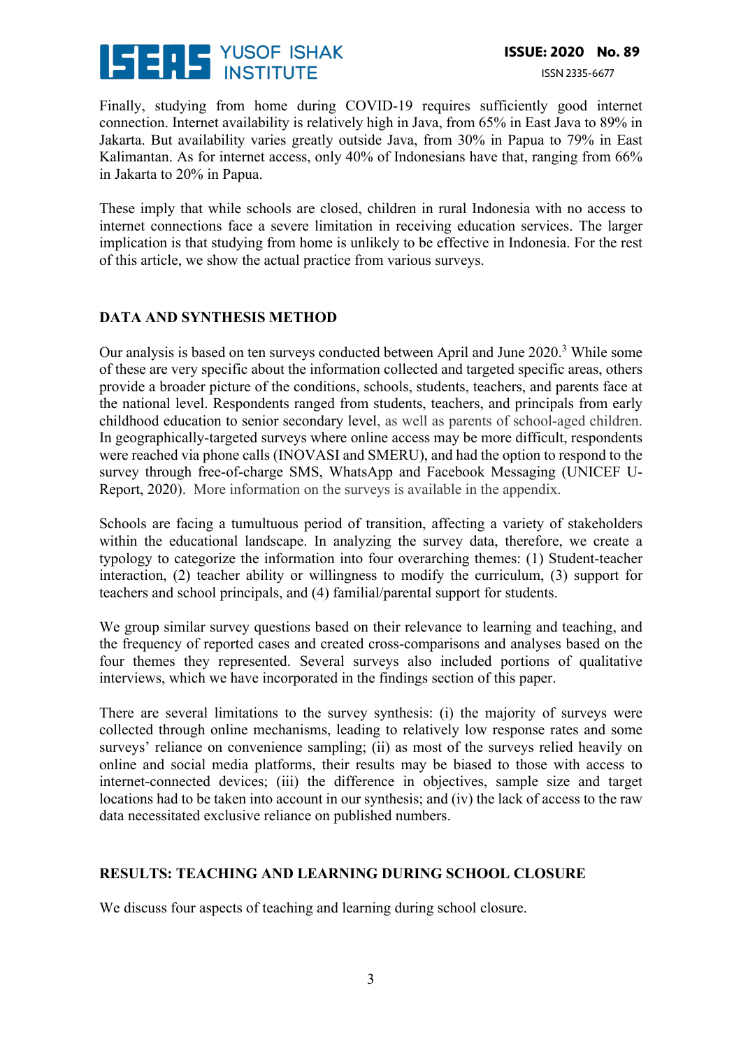Finally, studying from home during COVID-19 requires sufficiently good internet connection. Internet availability is relatively high in Java, from 65% in East Java to 89% in Jakarta. But availability varies greatly outside Java, from 30% in Papua to 79% in East Kalimantan. As for internet access, only 40% of Indonesians have that, ranging from 66% in Jakarta to 20% in Papua.

These imply that while schools are closed, children in rural Indonesia with no access to internet connections face a severe limitation in receiving education services. The larger implication is that studying from home is unlikely to be effective in Indonesia. For the rest of this article, we show the actual practice from various surveys.

## DATA AND SYNTHESIS METHOD

Our analysis is based on ten surveys conducted between April and June 2020.[3] While some of these are very specific about the information collected and targeted specific areas, others provide a broader picture of the conditions, schools, students, teachers, and parents face at the national level. Respondents ranged from students, teachers, and principals from early childhood education to senior secondary level, as well as parents of school-aged children. In geographically-targeted surveys where online access may be more difficult, respondents were reached via phone calls (INOVASI and SMERU), and had the option to respond to the survey through free-of-charge SMS, WhatsApp and Facebook Messaging (UNICEF U-Report, 2020). More information on the surveys is available in the appendix.

Schools are facing a tumultuous period of transition, affecting a variety of stakeholders within the educational landscape. In analyzing the survey data, therefore, we create a typology to categorize the information into four overarching themes: (1) Student-teacher interaction, (2) teacher ability or willingness to modify the curriculum, (3) support for teachers and school principals, and (4) familial/parental support for students.

We group similar survey questions based on their relevance to learning and teaching, and the frequency of reported cases and created cross-comparisons and analyses based on the four themes they represented. Several surveys also included portions of qualitative interviews, which we have incorporated in the findings section of this paper.

There are several limitations to the survey synthesis: (i) the majority of surveys were collected through online mechanisms, leading to relatively low response rates and some surveys' reliance on convenience sampling; (ii) as most of the surveys relied heavily on online and social media platforms, their results may be biased to those with access to internet-connected devices; (iii) the difference in objectives, sample size and target locations had to be taken into account in our synthesis; and (iv) the lack of access to the raw data necessitated exclusive reliance on published numbers.

## RESULTS: TEACHING AND LEARNING DURING SCHOOL CLOSURE

We discuss four aspects of teaching and learning during school closure.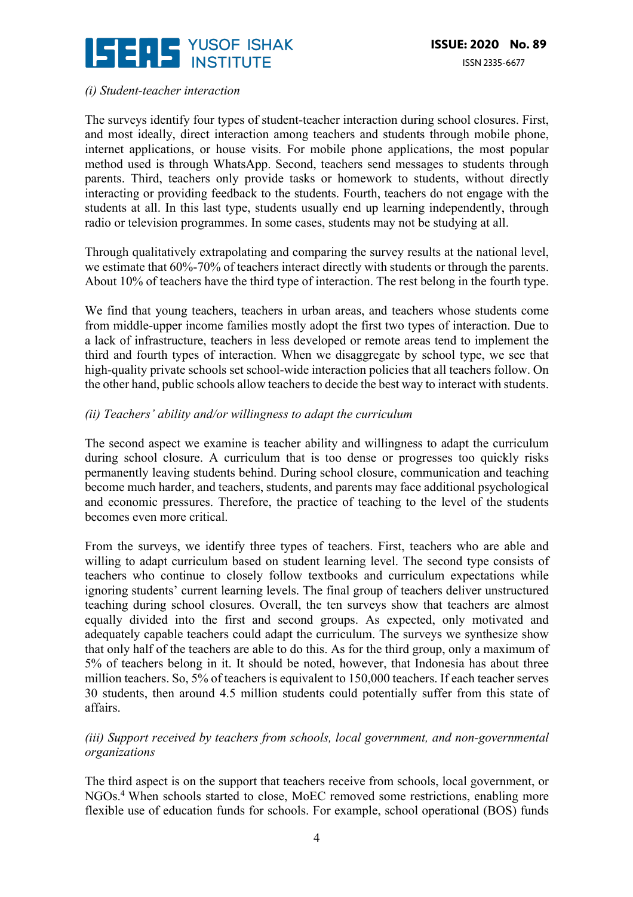*(i) Student-teacher interaction*

The surveys identify four types of student-teacher interaction during school closures. First, and most ideally, direct interaction among teachers and students through mobile phone, internet applications, or house visits. For mobile phone applications, the most popular method used is through WhatsApp. Second, teachers send messages to students through parents. Third, teachers only provide tasks or homework to students, without directly interacting or providing feedback to the students. Fourth, teachers do not engage with the students at all. In this last type, students usually end up learning independently, through radio or television programmes. In some cases, students may not be studying at all.

Through qualitatively extrapolating and comparing the survey results at the national level, we estimate that 60%-70% of teachers interact directly with students or through the parents. About 10% of teachers have the third type of interaction. The rest belong in the fourth type.

We find that young teachers, teachers in urban areas, and teachers whose students come from middle-upper income families mostly adopt the first two types of interaction. Due to a lack of infrastructure, teachers in less developed or remote areas tend to implement the third and fourth types of interaction. When we disaggregate by school type, we see that high-quality private schools set school-wide interaction policies that all teachers follow. On the other hand, public schools allow teachers to decide the best way to interact with students.

*(ii) Teachers' ability and/or willingness to adapt the curriculum*

The second aspect we examine is teacher ability and willingness to adapt the curriculum during school closure. A curriculum that is too dense or progresses too quickly risks permanently leaving students behind. During school closure, communication and teaching become much harder, and teachers, students, and parents may face additional psychological and economic pressures. Therefore, the practice of teaching to the level of the students becomes even more critical.

From the surveys, we identify three types of teachers. First, teachers who are able and willing to adapt curriculum based on student learning level. The second type consists of teachers who continue to closely follow textbooks and curriculum expectations while ignoring students' current learning levels. The final group of teachers deliver unstructured teaching during school closures. Overall, the ten surveys show that teachers are almost equally divided into the first and second groups. As expected, only motivated and adequately capable teachers could adapt the curriculum. The surveys we synthesize show that only half of the teachers are able to do this. As for the third group, only a maximum of 5% of teachers belong in it. It should be noted, however, that Indonesia has about three million teachers. So, 5% of teachers is equivalent to 150,000 teachers. If each teacher serves 30 students, then around 4.5 million students could potentially suffer from this state of affairs.

*(iii) Support received by teachers from schools, local government, and non-governmental organizations*

The third aspect is on the support that teachers receive from schools, local government, or NGOs.[4] When schools started to close, MoEC removed some restrictions, enabling more flexible use of education funds for schools. For example, school operational (BOS) funds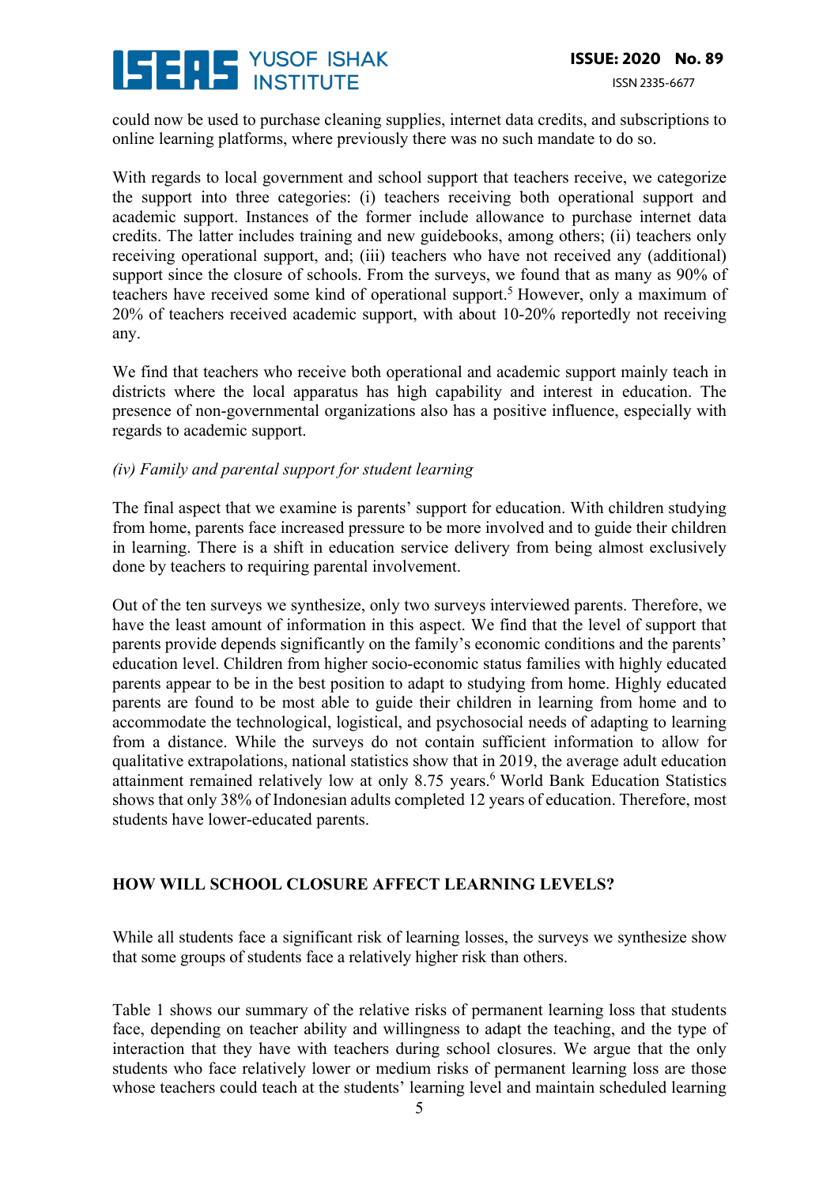could now be used to purchase cleaning supplies, internet data credits, and subscriptions to online learning platforms, where previously there was no such mandate to do so.

With regards to local government and school support that teachers receive, we categorize the support into three categories: (i) teachers receiving both operational support and academic support. Instances of the former include allowance to purchase internet data credits. The latter includes training and new guidebooks, among others; (ii) teachers only receiving operational support, and; (iii) teachers who have not received any (additional) support since the closure of schools. From the surveys, we found that as many as 90% of teachers have received some kind of operational support.[5] However, only a maximum of 20% of teachers received academic support, with about 10-20% reportedly not receiving any.

We find that teachers who receive both operational and academic support mainly teach in districts where the local apparatus has high capability and interest in education. The presence of non-governmental organizations also has a positive influence, especially with regards to academic support.

*(iv) Family and parental support for student learning*

The final aspect that we examine is parents' support for education. With children studying from home, parents face increased pressure to be more involved and to guide their children in learning. There is a shift in education service delivery from being almost exclusively done by teachers to requiring parental involvement.

Out of the ten surveys we synthesize, only two surveys interviewed parents. Therefore, we have the least amount of information in this aspect. We find that the level of support that parents provide depends significantly on the family's economic conditions and the parents' education level. Children from higher socio-economic status families with highly educated parents appear to be in the best position to adapt to studying from home. Highly educated parents are found to be most able to guide their children in learning from home and to accommodate the technological, logistical, and psychosocial needs of adapting to learning from a distance. While the surveys do not contain sufficient information to allow for qualitative extrapolations, national statistics show that in 2019, the average adult education attainment remained relatively low at only 8.75 years.[6] World Bank Education Statistics shows that only 38% of Indonesian adults completed 12 years of education. Therefore, most students have lower-educated parents.

## HOW WILL SCHOOL CLOSURE AFFECT LEARNING LEVELS?

While all students face a significant risk of learning losses, the surveys we synthesize show that some groups of students face a relatively higher risk than others.

Table 1 shows our summary of the relative risks of permanent learning loss that students face, depending on teacher ability and willingness to adapt the teaching, and the type of interaction that they have with teachers during school closures. We argue that the only students who face relatively lower or medium risks of permanent learning loss are those whose teachers could teach at the students' learning level and maintain scheduled learning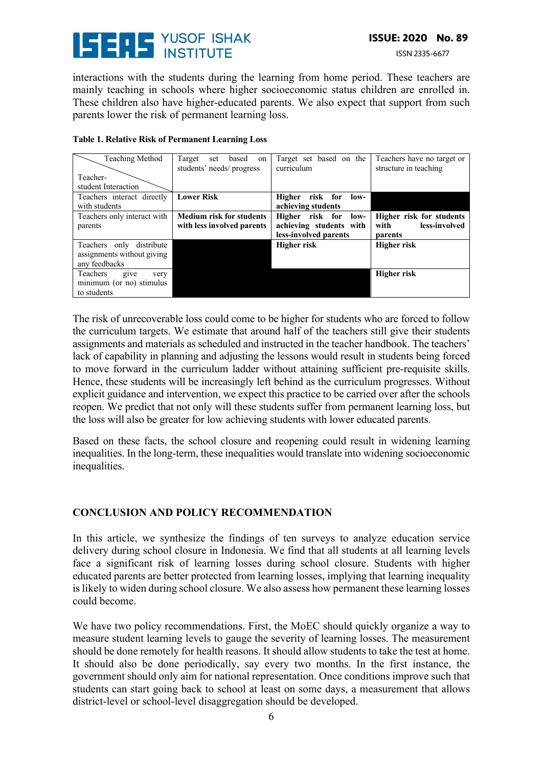interactions with the students during the learning from home period. These teachers are mainly teaching in schools where higher socioeconomic status children are enrolled in. These children also have higher-educated parents. We also expect that support from such parents lower the risk of permanent learning loss.

**Table 1. Relative Risk of Permanent Learning Loss**

| Teacher-student Interaction \ Teaching Method | Target set based on students' needs/ progress | Target set based on the curriculum | Teachers have no target or structure in teaching |
|---|---|---|---|
| Teachers interact directly with students | **Lower Risk** | **Higher risk for low-achieving students** | |
| Teachers only interact with parents | **Medium risk for students with less involved parents** | **Higher risk for low-achieving students with less-involved parents** | **Higher risk for students with less-involved parents** |
| Teachers only distribute assignments without giving any feedbacks | | **Higher risk** | **Higher risk** |
| Teachers give very minimum (or no) stimulus to students | | | **Higher risk** |

The risk of unrecoverable loss could come to be higher for students who are forced to follow the curriculum targets. We estimate that around half of the teachers still give their students assignments and materials as scheduled and instructed in the teacher handbook. The teachers' lack of capability in planning and adjusting the lessons would result in students being forced to move forward in the curriculum ladder without attaining sufficient pre-requisite skills. Hence, these students will be increasingly left behind as the curriculum progresses. Without explicit guidance and intervention, we expect this practice to be carried over after the schools reopen. We predict that not only will these students suffer from permanent learning loss, but the loss will also be greater for low achieving students with lower educated parents.

Based on these facts, the school closure and reopening could result in widening learning inequalities. In the long-term, these inequalities would translate into widening socioeconomic inequalities.

## CONCLUSION AND POLICY RECOMMENDATION

In this article, we synthesize the findings of ten surveys to analyze education service delivery during school closure in Indonesia. We find that all students at all learning levels face a significant risk of learning losses during school closure. Students with higher educated parents are better protected from learning losses, implying that learning inequality is likely to widen during school closure. We also assess how permanent these learning losses could become.

We have two policy recommendations. First, the MoEC should quickly organize a way to measure student learning levels to gauge the severity of learning losses. The measurement should be done remotely for health reasons. It should allow students to take the test at home. It should also be done periodically, say every two months. In the first instance, the government should only aim for national representation. Once conditions improve such that students can start going back to school at least on some days, a measurement that allows district-level or school-level disaggregation should be developed.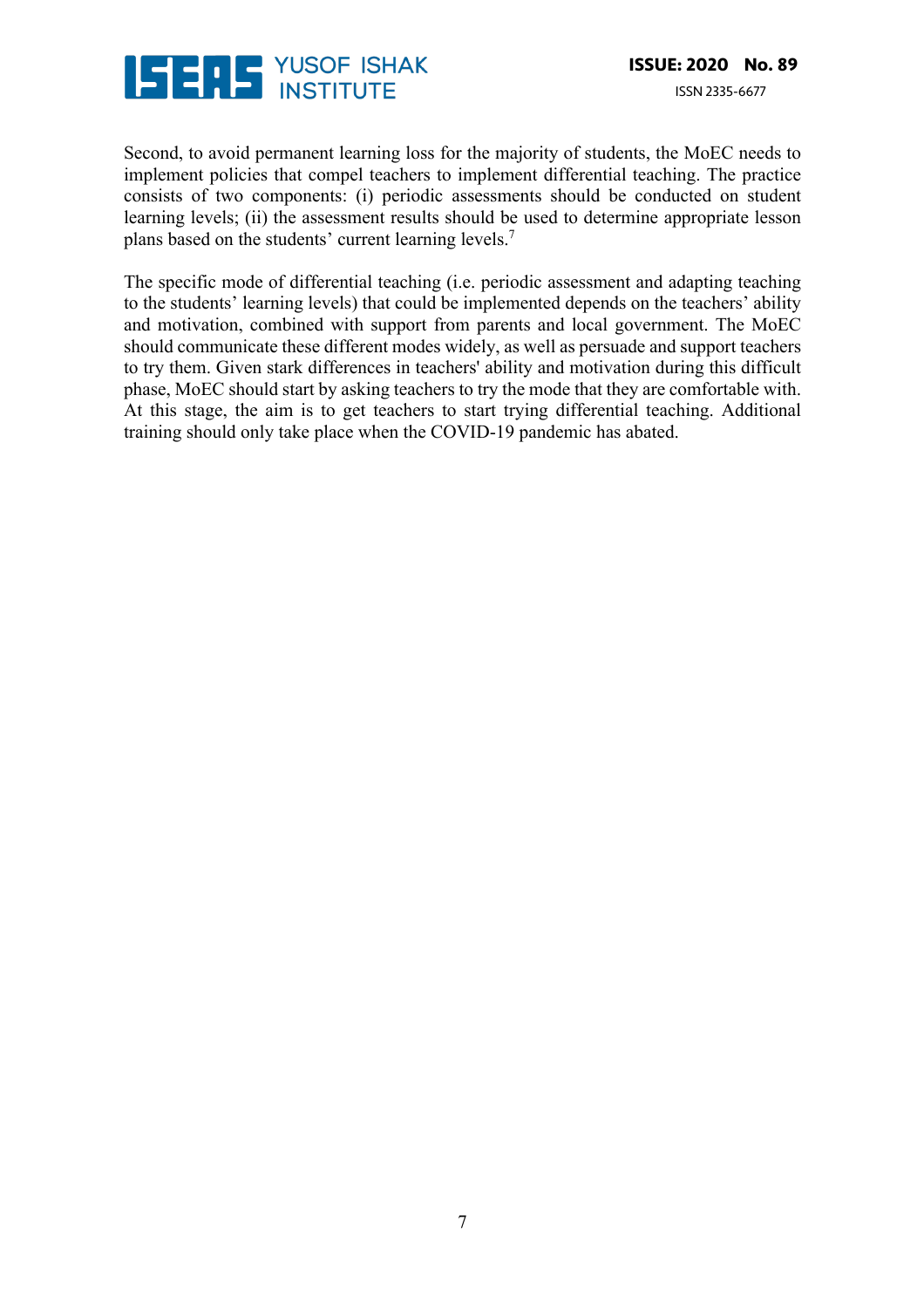Second, to avoid permanent learning loss for the majority of students, the MoEC needs to implement policies that compel teachers to implement differential teaching. The practice consists of two components: (i) periodic assessments should be conducted on student learning levels; (ii) the assessment results should be used to determine appropriate lesson plans based on the students' current learning levels.[7]

The specific mode of differential teaching (i.e. periodic assessment and adapting teaching to the students' learning levels) that could be implemented depends on the teachers' ability and motivation, combined with support from parents and local government. The MoEC should communicate these different modes widely, as well as persuade and support teachers to try them. Given stark differences in teachers' ability and motivation during this difficult phase, MoEC should start by asking teachers to try the mode that they are comfortable with. At this stage, the aim is to get teachers to start trying differential teaching. Additional training should only take place when the COVID-19 pandemic has abated.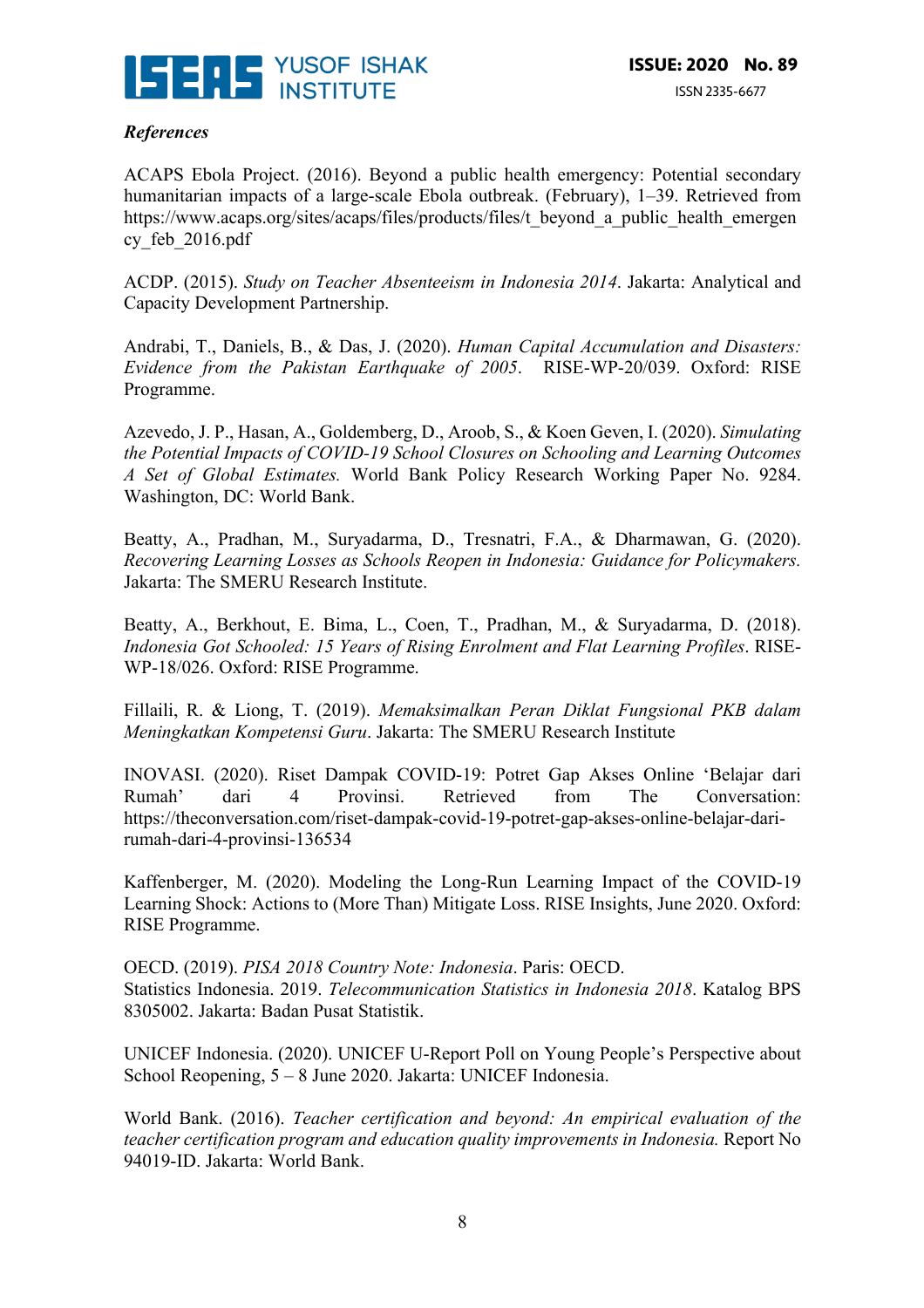***References***

ACAPS Ebola Project. (2016). Beyond a public health emergency: Potential secondary humanitarian impacts of a large-scale Ebola outbreak. (February), 1–39. Retrieved from https://www.acaps.org/sites/acaps/files/products/files/t_beyond_a_public_health_emergency_feb_2016.pdf

ACDP. (2015). *Study on Teacher Absenteeism in Indonesia 2014*. Jakarta: Analytical and Capacity Development Partnership.

Andrabi, T., Daniels, B., & Das, J. (2020). *Human Capital Accumulation and Disasters: Evidence from the Pakistan Earthquake of 2005*. RISE-WP-20/039. Oxford: RISE Programme.

Azevedo, J. P., Hasan, A., Goldemberg, D., Aroob, S., & Koen Geven, I. (2020). *Simulating the Potential Impacts of COVID-19 School Closures on Schooling and Learning Outcomes A Set of Global Estimates.* World Bank Policy Research Working Paper No. 9284. Washington, DC: World Bank.

Beatty, A., Pradhan, M., Suryadarma, D., Tresnatri, F.A., & Dharmawan, G. (2020). *Recovering Learning Losses as Schools Reopen in Indonesia: Guidance for Policymakers.* Jakarta: The SMERU Research Institute.

Beatty, A., Berkhout, E. Bima, L., Coen, T., Pradhan, M., & Suryadarma, D. (2018). *Indonesia Got Schooled: 15 Years of Rising Enrolment and Flat Learning Profiles*. RISE-WP-18/026. Oxford: RISE Programme.

Fillaili, R. & Liong, T. (2019). *Memaksimalkan Peran Diklat Fungsional PKB dalam Meningkatkan Kompetensi Guru*. Jakarta: The SMERU Research Institute

INOVASI. (2020). Riset Dampak COVID-19: Potret Gap Akses Online 'Belajar dari Rumah' dari 4 Provinsi. Retrieved from The Conversation: https://theconversation.com/riset-dampak-covid-19-potret-gap-akses-online-belajar-dari-rumah-dari-4-provinsi-136534

Kaffenberger, M. (2020). Modeling the Long-Run Learning Impact of the COVID-19 Learning Shock: Actions to (More Than) Mitigate Loss. RISE Insights, June 2020. Oxford: RISE Programme.

OECD. (2019). *PISA 2018 Country Note: Indonesia*. Paris: OECD.

Statistics Indonesia. 2019. *Telecommunication Statistics in Indonesia 2018*. Katalog BPS 8305002. Jakarta: Badan Pusat Statistik.

UNICEF Indonesia. (2020). UNICEF U-Report Poll on Young People's Perspective about School Reopening, 5 – 8 June 2020. Jakarta: UNICEF Indonesia.

World Bank. (2016). *Teacher certification and beyond: An empirical evaluation of the teacher certification program and education quality improvements in Indonesia.* Report No 94019-ID. Jakarta: World Bank.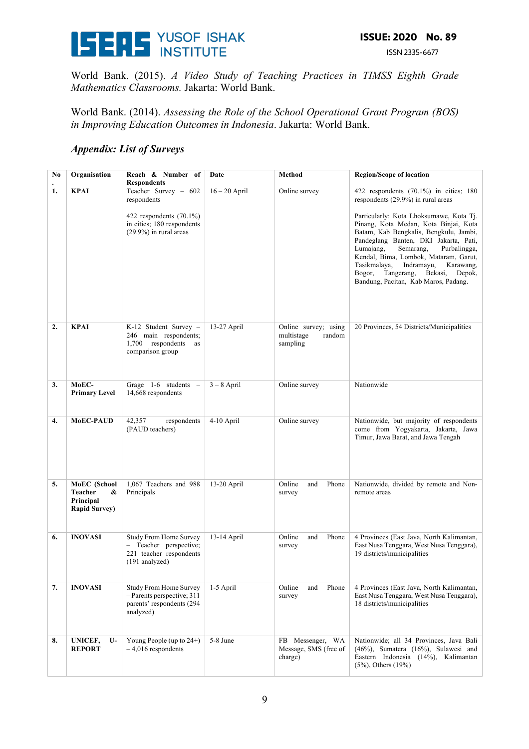World Bank. (2015). *A Video Study of Teaching Practices in TIMSS Eighth Grade Mathematics Classrooms.* Jakarta: World Bank.

World Bank. (2014). *Assessing the Role of the School Operational Grant Program (BOS) in Improving Education Outcomes in Indonesia*. Jakarta: World Bank.

### *Appendix: List of Surveys*

| No. | Organisation | Reach & Number of Respondents | Date | Method | Region/Scope of location |
|---|---|---|---|---|---|
| 1. | **KPAI** | Teacher Survey – 602 respondents<br><br>422 respondents (70.1%) in cities; 180 respondents (29.9%) in rural areas | 16 – 20 April | Online survey | 422 respondents (70.1%) in cities; 180 respondents (29.9%) in rural areas<br><br>Particularly: Kota Lhoksumawe, Kota Tj. Pinang, Kota Medan, Kota Binjai, Kota Batam, Kab Bengkalis, Bengkulu, Jambi, Pandeglang Banten, DKI Jakarta, Pati, Lumajang, Semarang, Purbalingga, Kendal, Bima, Lombok, Mataram, Garut, Tasikmalaya, Indramayu, Karawang, Bogor, Tangerang, Bekasi, Depok, Bandung, Pacitan, Kab Maros, Padang. |
| 2. | **KPAI** | K-12 Student Survey – 246 main respondents; 1,700 respondents as comparison group | 13-27 April | Online survey; using multistage random sampling | 20 Provinces, 54 Districts/Municipalities |
| 3. | **MoEC-Primary Level** | Grage 1-6 students – 14,668 respondents | 3 – 8 April | Online survey | Nationwide |
| 4. | **MoEC-PAUD** | 42,357 respondents (PAUD teachers) | 4-10 April | Online survey | Nationwide, but majority of respondents come from Yogyakarta, Jakarta, Jawa Timur, Jawa Barat, and Jawa Tengah |
| 5. | **MoEC (School Teacher & Principal Rapid Survey)** | 1,067 Teachers and 988 Principals | 13-20 April | Online and Phone survey | Nationwide, divided by remote and Non-remote areas |
| 6. | **INOVASI** | Study From Home Survey – Teacher perspective; 221 teacher respondents (191 analyzed) | 13-14 April | Online and Phone survey | 4 Provinces (East Java, North Kalimantan, East Nusa Tenggara, West Nusa Tenggara), 19 districts/municipalities |
| 7. | **INOVASI** | Study From Home Survey – Parents perspective; 311 parents' respondents (294 analyzed) | 1-5 April | Online and Phone survey | 4 Provinces (East Java, North Kalimantan, East Nusa Tenggara, West Nusa Tenggara), 18 districts/municipalities |
| 8. | **UNICEF, U-REPORT** | Young People (up to 24+) – 4,016 respondents | 5-8 June | FB Messenger, WA Message, SMS (free of charge) | Nationwide; all 34 Provinces, Java Bali (46%), Sumatera (16%), Sulawesi and Eastern Indonesia (14%), Kalimantan (5%), Others (19%) |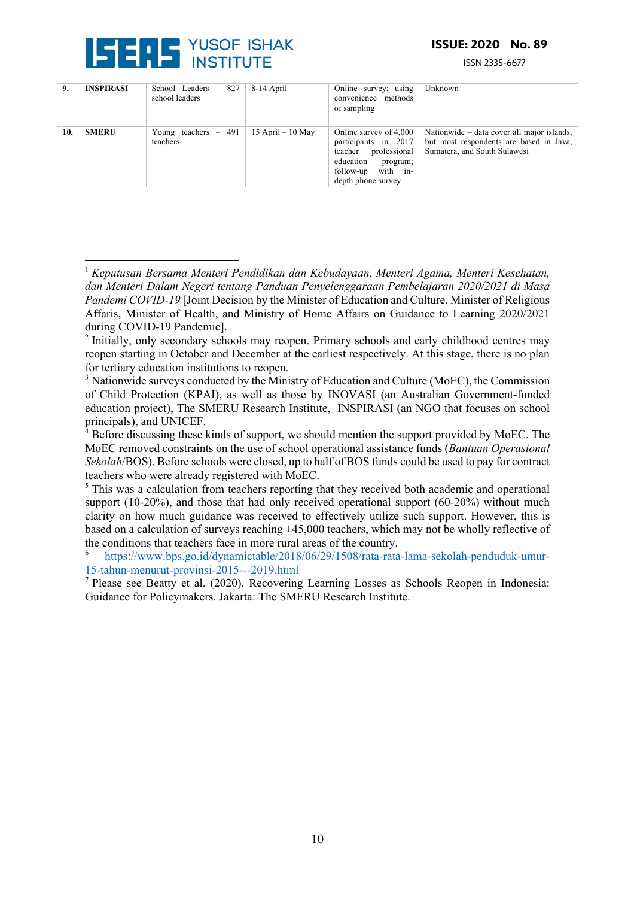| 9. | **INSPIRASI** | School Leaders – 827 school leaders | 8-14 April | Online survey; using convenience methods of sampling | Unknown |
|---|---|---|---|---|---|
| 10. | **SMERU** | Young teachers – 491 teachers | 15 April – 10 May | Online survey of 4,000 participants in 2017 teacher professional education program; follow-up with in-depth phone survey | Nationwide – data cover all major islands, but most respondents are based in Java, Sumatera, and South Sulawesi |

---

[1] *Keputusan Bersama Menteri Pendidikan dan Kebudayaan, Menteri Agama, Menteri Kesehatan, dan Menteri Dalam Negeri tentang Panduan Penyelenggaraan Pembelajaran 2020/2021 di Masa Pandemi COVID-19* [Joint Decision by the Minister of Education and Culture, Minister of Religious Affaris, Minister of Health, and Ministry of Home Affairs on Guidance to Learning 2020/2021 during COVID-19 Pandemic].

[2] Initially, only secondary schools may reopen. Primary schools and early childhood centres may reopen starting in October and December at the earliest respectively. At this stage, there is no plan for tertiary education institutions to reopen.

[3] Nationwide surveys conducted by the Ministry of Education and Culture (MoEC), the Commission of Child Protection (KPAI), as well as those by INOVASI (an Australian Government-funded education project), The SMERU Research Institute, INSPIRASI (an NGO that focuses on school principals), and UNICEF.

[4] Before discussing these kinds of support, we should mention the support provided by MoEC. The MoEC removed constraints on the use of school operational assistance funds (*Bantuan Operasional Sekolah*/BOS). Before schools were closed, up to half of BOS funds could be used to pay for contract teachers who were already registered with MoEC.

[5] This was a calculation from teachers reporting that they received both academic and operational support (10-20%), and those that had only received operational support (60-20%) without much clarity on how much guidance was received to effectively utilize such support. However, this is based on a calculation of surveys reaching ±45,000 teachers, which may not be wholly reflective of the conditions that teachers face in more rural areas of the country.

[6] https://www.bps.go.id/dynamictable/2018/06/29/1508/rata-rata-lama-sekolah-penduduk-umur-15-tahun-menurut-provinsi-2015---2019.html

[7] Please see Beatty et al. (2020). Recovering Learning Losses as Schools Reopen in Indonesia: Guidance for Policymakers. Jakarta: The SMERU Research Institute.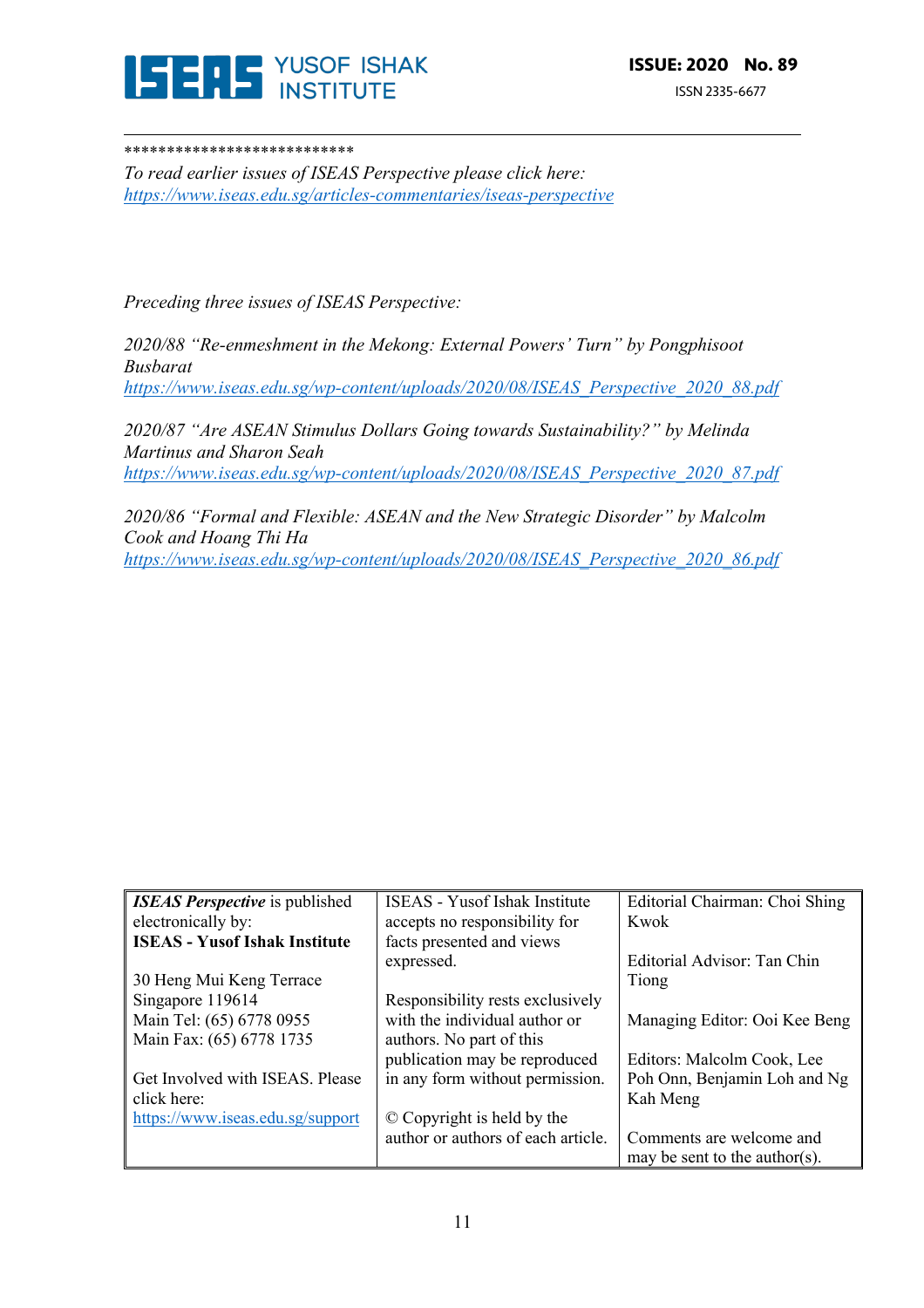***************************

*To read earlier issues of ISEAS Perspective please click here:*
*https://www.iseas.edu.sg/articles-commentaries/iseas-perspective*

*Preceding three issues of ISEAS Perspective:*

*2020/88 "Re-enmeshment in the Mekong: External Powers' Turn" by Pongphisoot Busbarat*
*https://www.iseas.edu.sg/wp-content/uploads/2020/08/ISEAS_Perspective_2020_88.pdf*

*2020/87 "Are ASEAN Stimulus Dollars Going towards Sustainability?" by Melinda Martinus and Sharon Seah*
*https://www.iseas.edu.sg/wp-content/uploads/2020/08/ISEAS_Perspective_2020_87.pdf*

*2020/86 "Formal and Flexible: ASEAN and the New Strategic Disorder" by Malcolm Cook and Hoang Thi Ha*
*https://www.iseas.edu.sg/wp-content/uploads/2020/08/ISEAS_Perspective_2020_86.pdf*

| | | |
|---|---|---|
| ***ISEAS Perspective*** is published electronically by: **ISEAS - Yusof Ishak Institute**<br><br>30 Heng Mui Keng Terrace Singapore 119614<br>Main Tel: (65) 6778 0955<br>Main Fax: (65) 6778 1735<br><br>Get Involved with ISEAS. Please click here: https://www.iseas.edu.sg/support | ISEAS - Yusof Ishak Institute accepts no responsibility for facts presented and views expressed.<br><br>Responsibility rests exclusively with the individual author or authors. No part of this publication may be reproduced in any form without permission.<br><br>© Copyright is held by the author or authors of each article. | Editorial Chairman: Choi Shing Kwok<br><br>Editorial Advisor: Tan Chin Tiong<br><br>Managing Editor: Ooi Kee Beng<br><br>Editors: Malcolm Cook, Lee Poh Onn, Benjamin Loh and Ng Kah Meng<br><br>Comments are welcome and may be sent to the author(s). |